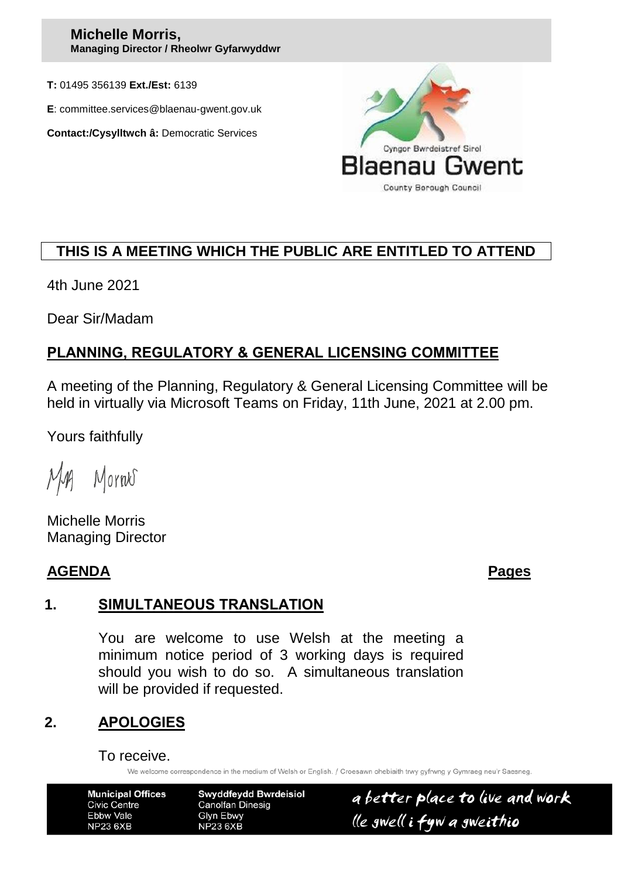**Michelle Morris,**
**Managing Director / Rheolwr Gyfarwyddwr**

**T:** 01495 356139 **Ext./Est:** 6139

**E**: committee.services@blaenau-gwent.gov.uk

**Contact:/Cysylltwch â:** Democratic Services

Cyngor Bwrdeistref Sirol
Blaenau Gwent
County Borough Council

**THIS IS A MEETING WHICH THE PUBLIC ARE ENTITLED TO ATTEND**

4th June 2021

Dear Sir/Madam

## PLANNING, REGULATORY & GENERAL LICENSING COMMITTEE

A meeting of the Planning, Regulatory & General Licensing Committee will be held in virtually via Microsoft Teams on Friday, 11th June, 2021 at 2.00 pm.

Yours faithfully

Michelle Morris
Managing Director

**AGENDA** **Pages**

**1. SIMULTANEOUS TRANSLATION**

You are welcome to use Welsh at the meeting a minimum notice period of 3 working days is required should you wish to do so. A simultaneous translation will be provided if requested.

**2. APOLOGIES**

To receive.

We welcome correspondence in the medium of Welsh or English. / Croesawn ohebiaith trwy gyfrwng y Gymraeg neu'r Saesneg.

**Municipal Offices**
Civic Centre
Ebbw Vale
NP23 6XB

**Swyddfeydd Bwrdeisiol**
Canolfan Dinesig
Glyn Ebwy
NP23 6XB

a better place to live and work
lle gwell i fyw a gweithio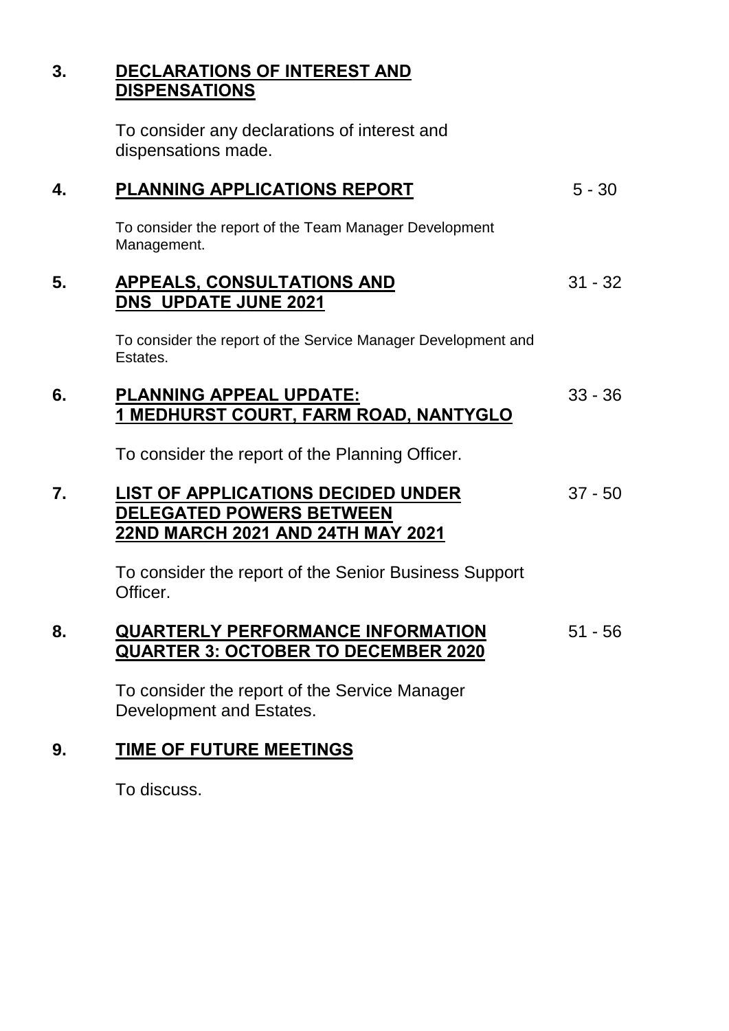**3. DECLARATIONS OF INTEREST AND DISPENSATIONS**

To consider any declarations of interest and dispensations made.

**4. PLANNING APPLICATIONS REPORT** 5 - 30

To consider the report of the Team Manager Development Management.

**5. APPEALS, CONSULTATIONS AND DNS UPDATE JUNE 2021** 31 - 32

To consider the report of the Service Manager Development and Estates.

**6. PLANNING APPEAL UPDATE: 1 MEDHURST COURT, FARM ROAD, NANTYGLO** 33 - 36

To consider the report of the Planning Officer.

**7. LIST OF APPLICATIONS DECIDED UNDER DELEGATED POWERS BETWEEN 22ND MARCH 2021 AND 24TH MAY 2021** 37 - 50

To consider the report of the Senior Business Support Officer.

**8. QUARTERLY PERFORMANCE INFORMATION QUARTER 3: OCTOBER TO DECEMBER 2020** 51 - 56

To consider the report of the Service Manager Development and Estates.

**9. TIME OF FUTURE MEETINGS**

To discuss.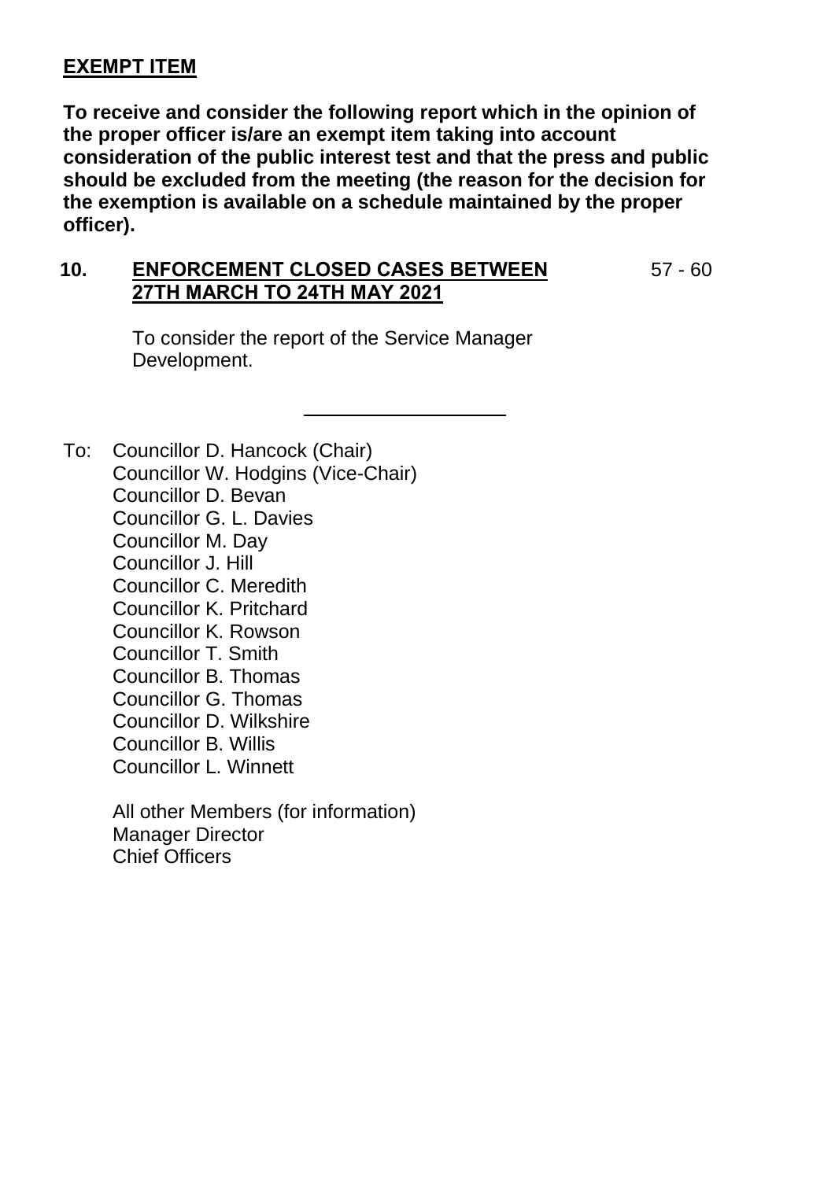**EXEMPT ITEM**

**To receive and consider the following report which in the opinion of the proper officer is/are an exempt item taking into account consideration of the public interest test and that the press and public should be excluded from the meeting (the reason for the decision for the exemption is available on a schedule maintained by the proper officer).**

| | | |
|---|---|---|
| **10.** | **ENFORCEMENT CLOSED CASES BETWEEN 27TH MARCH TO 24TH MAY 2021** | 57 - 60 |
| | To consider the report of the Service Manager Development. | |

---

To: Councillor D. Hancock (Chair)
Councillor W. Hodgins (Vice-Chair)
Councillor D. Bevan
Councillor G. L. Davies
Councillor M. Day
Councillor J. Hill
Councillor C. Meredith
Councillor K. Pritchard
Councillor K. Rowson
Councillor T. Smith
Councillor B. Thomas
Councillor G. Thomas
Councillor D. Wilkshire
Councillor B. Willis
Councillor L. Winnett

All other Members (for information)
Manager Director
Chief Officers